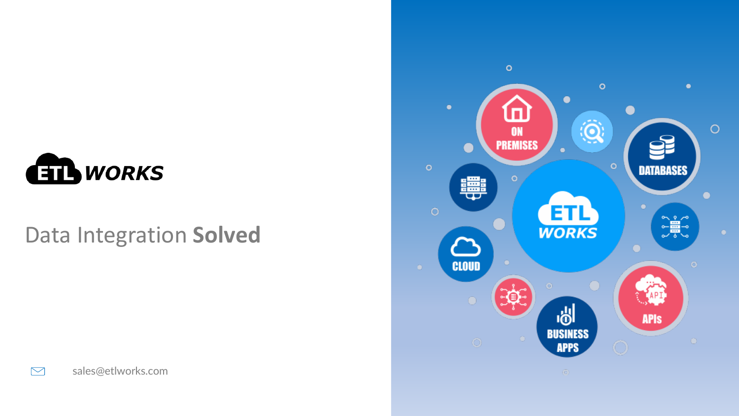ETL WORKS

# Data Integration **Solved**

sales@etlworks.com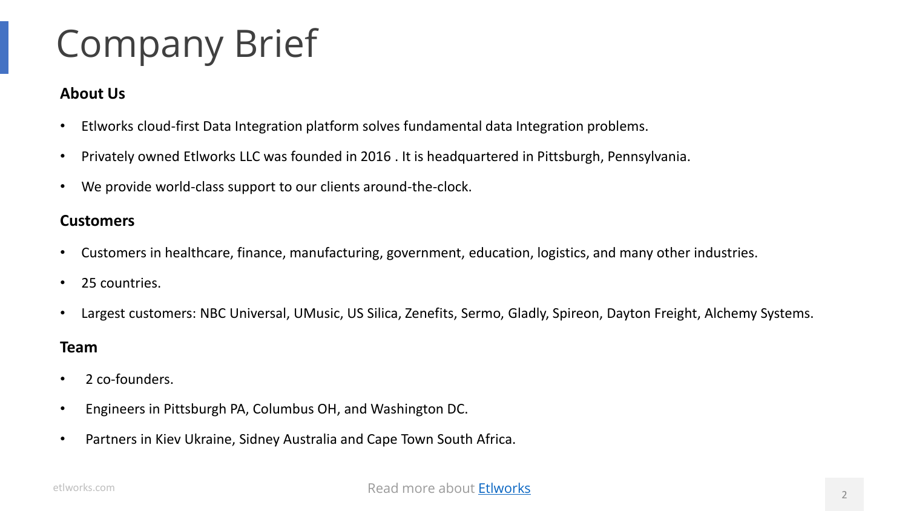# Company Brief

**About Us**

- Etlworks cloud-first Data Integration platform solves fundamental data Integration problems.
- Privately owned Etlworks LLC was founded in 2016 . It is headquartered in Pittsburgh, Pennsylvania.
- We provide world-class support to our clients around-the-clock.

**Customers**

- Customers in healthcare, finance, manufacturing, government, education, logistics, and many other industries.
- 25 countries.
- Largest customers: NBC Universal, UMusic, US Silica, Zenefits, Sermo, Gladly, Spireon, Dayton Freight, Alchemy Systems.

**Team**

- 2 co-founders.
- Engineers in Pittsburgh PA, Columbus OH, and Washington DC.
- Partners in Kiev Ukraine, Sidney Australia and Cape Town South Africa.

Read more about [Etlworks]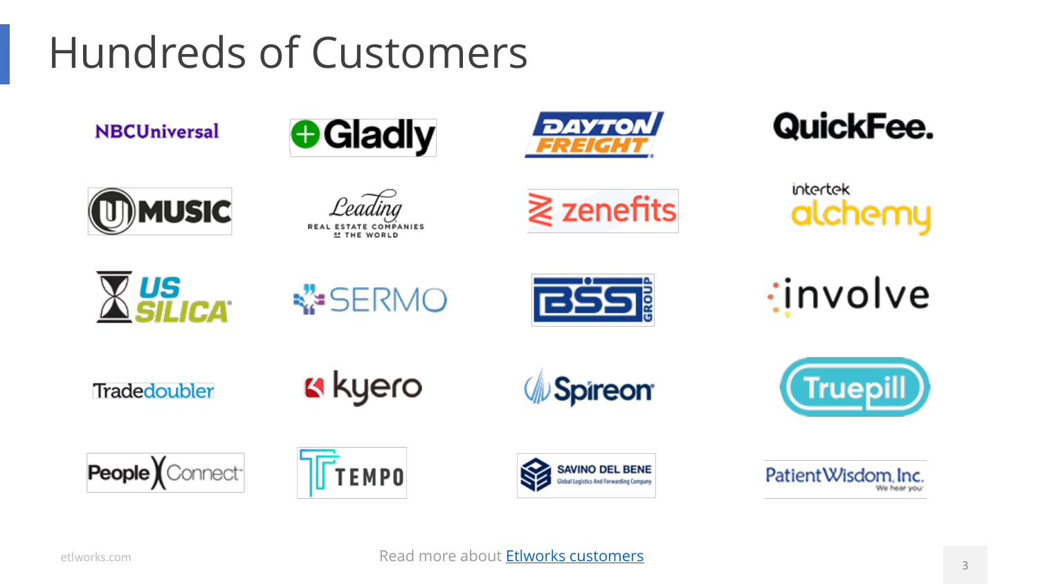# Hundreds of Customers

NBCUniversal

Gladly

Dayton Freight

QuickFee.

UMUSIC

Leading Real Estate Companies of the World

zenefits

intertek alchemy

US Silica

SERMO

BSSI Group

involve

Tradedoubler

kyero

Spireon

Truepill

People Connect

TEMPO

SAVINO DEL BENE Global Logistics And Forwarding Company

PatientWisdom, Inc. We hear you.

Read more about Etlworks customers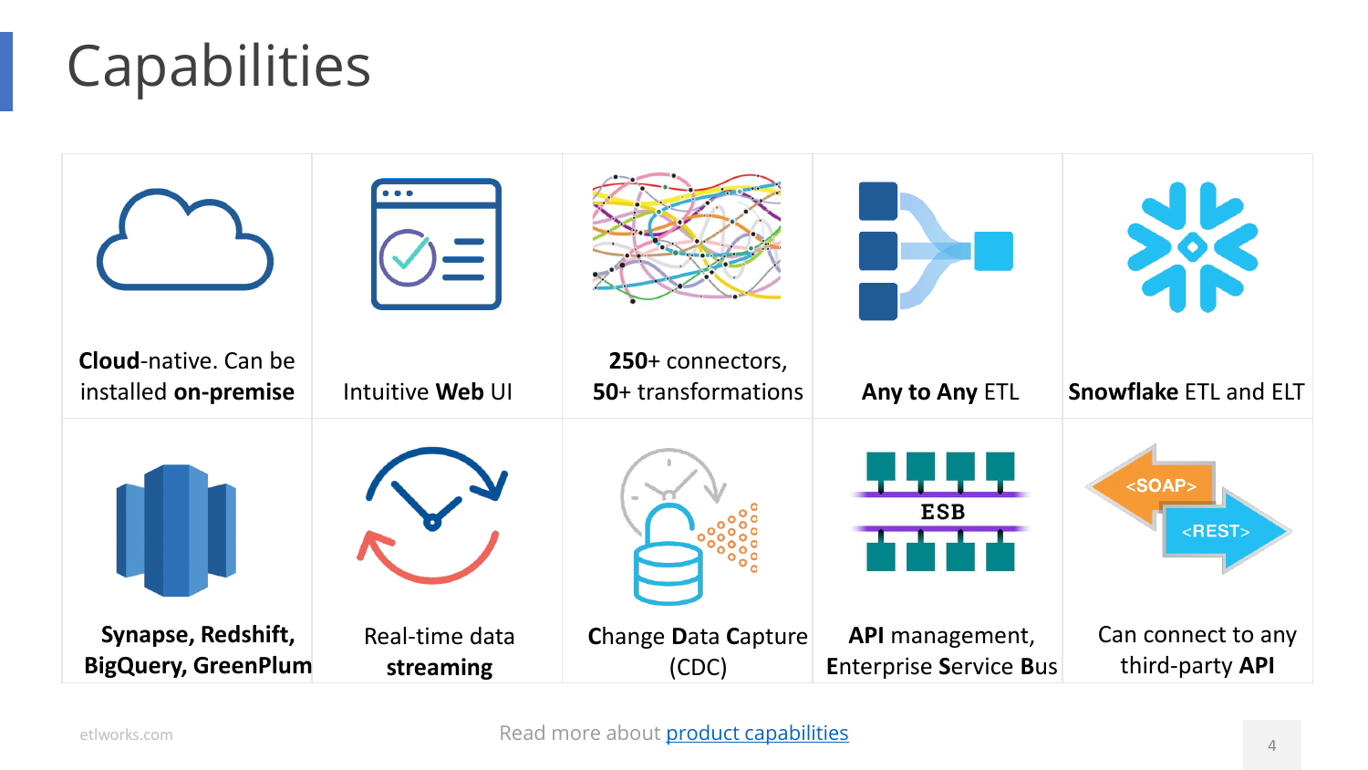# Capabilities

| | | | | |
|---|---|---|---|---|
| **Cloud**-native. Can be installed **on-premise** | Intuitive **Web** UI | **250+** connectors, **50+** transformations | **Any to Any** ETL | **Snowflake** ETL and ELT |
| **Synapse, Redshift, BigQuery, GreenPlum** | Real-time data **streaming** | **C**hange **D**ata **C**apture (CDC) | **API** management, **E**nterprise **S**ervice **B**us | Can connect to any third-party **API** |

Read more about [product capabilities]()

etlworks.com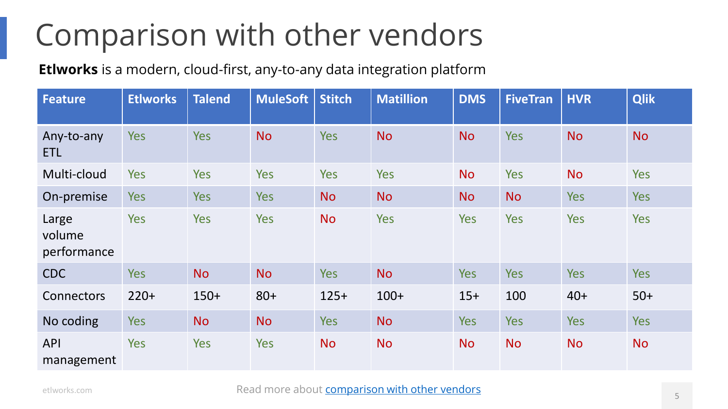# Comparison with other vendors

**Etlworks** is a modern, cloud-first, any-to-any data integration platform

| Feature | Etlworks | Talend | MuleSoft | Stitch | Matillion | DMS | FiveTran | HVR | Qlik |
|---|---|---|---|---|---|---|---|---|---|
| Any-to-any ETL | Yes | Yes | No | Yes | No | No | Yes | No | No |
| Multi-cloud | Yes | Yes | Yes | Yes | Yes | No | Yes | No | Yes |
| On-premise | Yes | Yes | Yes | No | No | No | No | Yes | Yes |
| Large volume performance | Yes | Yes | Yes | No | Yes | Yes | Yes | Yes | Yes |
| CDC | Yes | No | No | Yes | No | Yes | Yes | Yes | Yes |
| Connectors | 220+ | 150+ | 80+ | 125+ | 100+ | 15+ | 100 | 40+ | 50+ |
| No coding | Yes | No | No | Yes | No | Yes | Yes | Yes | Yes |
| API management | Yes | Yes | Yes | No | No | No | No | No | No |

Read more about [comparison with other vendors]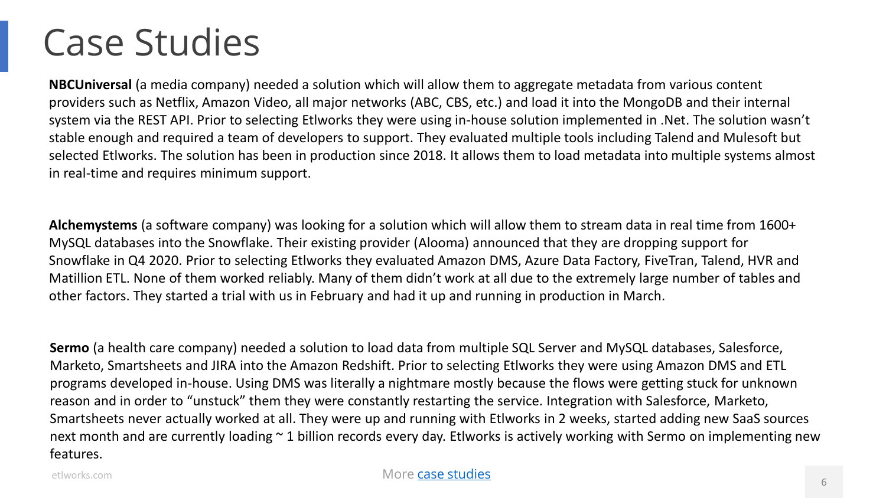# Case Studies

**NBCUniversal** (a media company) needed a solution which will allow them to aggregate metadata from various content providers such as Netflix, Amazon Video, all major networks (ABC, CBS, etc.) and load it into the MongoDB and their internal system via the REST API. Prior to selecting Etlworks they were using in-house solution implemented in .Net. The solution wasn't stable enough and required a team of developers to support. They evaluated multiple tools including Talend and Mulesoft but selected Etlworks. The solution has been in production since 2018. It allows them to load metadata into multiple systems almost in real-time and requires minimum support.

**Alchemystems** (a software company) was looking for a solution which will allow them to stream data in real time from 1600+ MySQL databases into the Snowflake. Their existing provider (Alooma) announced that they are dropping support for Snowflake in Q4 2020. Prior to selecting Etlworks they evaluated Amazon DMS, Azure Data Factory, FiveTran, Talend, HVR and Matillion ETL. None of them worked reliably. Many of them didn't work at all due to the extremely large number of tables and other factors. They started a trial with us in February and had it up and running in production in March.

**Sermo** (a health care company) needed a solution to load data from multiple SQL Server and MySQL databases, Salesforce, Marketo, Smartsheets and JIRA into the Amazon Redshift. Prior to selecting Etlworks they were using Amazon DMS and ETL programs developed in-house. Using DMS was literally a nightmare mostly because the flows were getting stuck for unknown reason and in order to "unstuck" them they were constantly restarting the service. Integration with Salesforce, Marketo, Smartsheets never actually worked at all. They were up and running with Etlworks in 2 weeks, started adding new SaaS sources next month and are currently loading ~ 1 billion records every day. Etlworks is actively working with Sermo on implementing new features.

More [case studies]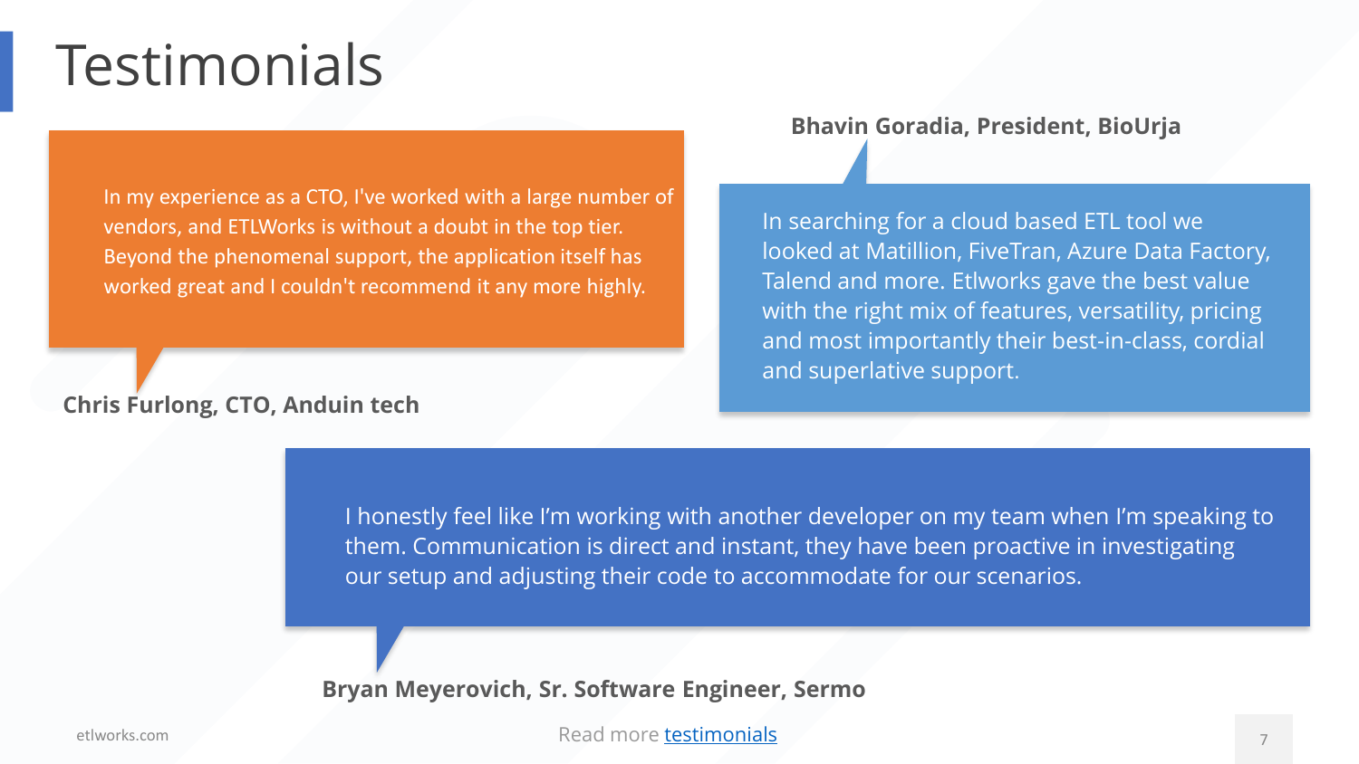# Testimonials

In my experience as a CTO, I've worked with a large number of vendors, and ETLWorks is without a doubt in the top tier. Beyond the phenomenal support, the application itself has worked great and I couldn't recommend it any more highly.

**Chris Furlong, CTO, Anduin tech**

In searching for a cloud based ETL tool we looked at Matillion, FiveTran, Azure Data Factory, Talend and more. Etlworks gave the best value with the right mix of features, versatility, pricing and most importantly their best-in-class, cordial and superlative support.

**Bhavin Goradia, President, BioUrja**

I honestly feel like I'm working with another developer on my team when I'm speaking to them. Communication is direct and instant, they have been proactive in investigating our setup and adjusting their code to accommodate for our scenarios.

**Bryan Meyerovich, Sr. Software Engineer, Sermo**

Read more testimonials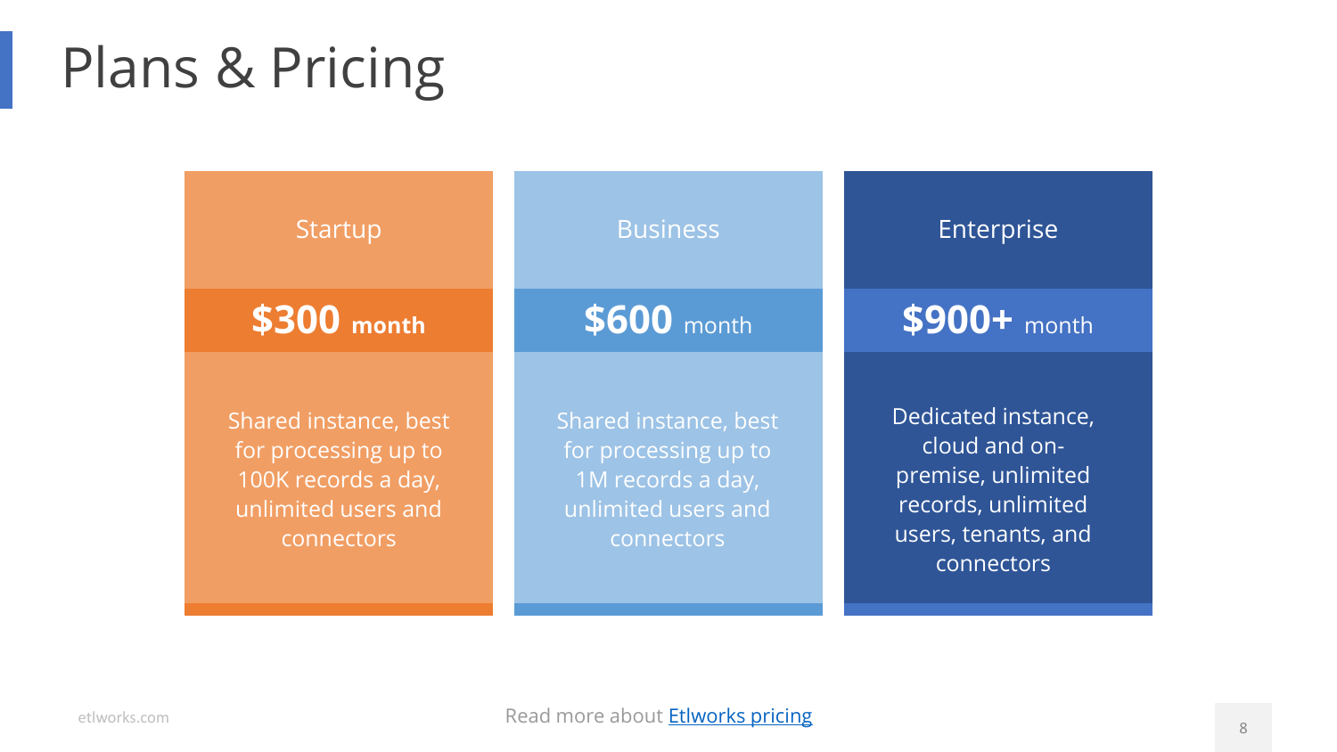# Plans & Pricing

| Startup | Business | Enterprise |
|---|---|---|
| **$300** month | **$600** month | **$900+** month |
| Shared instance, best for processing up to 100K records a day, unlimited users and connectors | Shared instance, best for processing up to 1M records a day, unlimited users and connectors | Dedicated instance, cloud and on-premise, unlimited records, unlimited users, tenants, and connectors |

Read more about [Etlworks pricing]()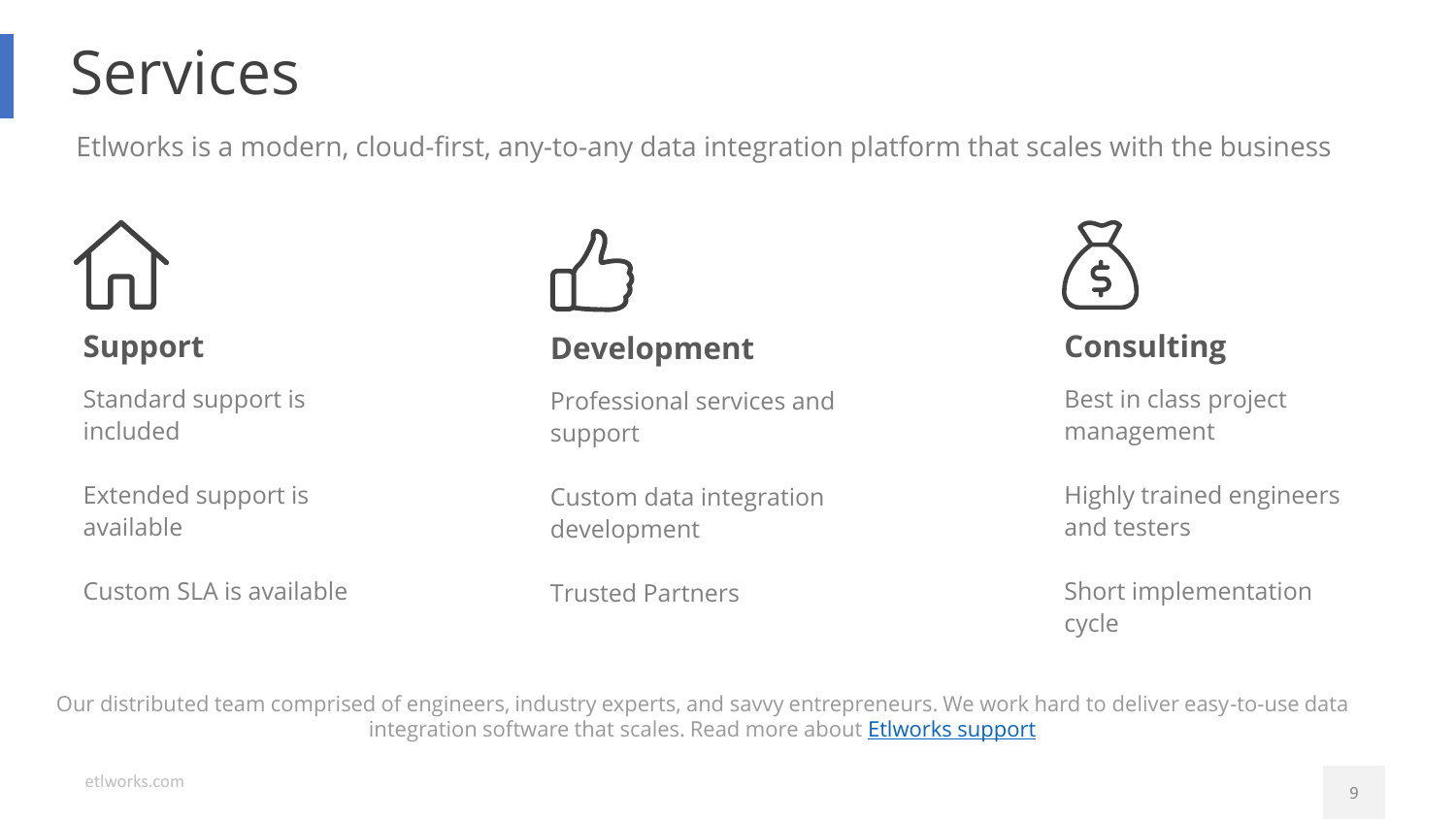# Services

Etlworks is a modern, cloud-first, any-to-any data integration platform that scales with the business

## Support

Standard support is included

Extended support is available

Custom SLA is available

## Development

Professional services and support

Custom data integration development

Trusted Partners

## Consulting

Best in class project management

Highly trained engineers and testers

Short implementation cycle

Our distributed team comprised of engineers, industry experts, and savvy entrepreneurs. We work hard to deliver easy-to-use data integration software that scales. Read more about [Etlworks support]()

etlworks.com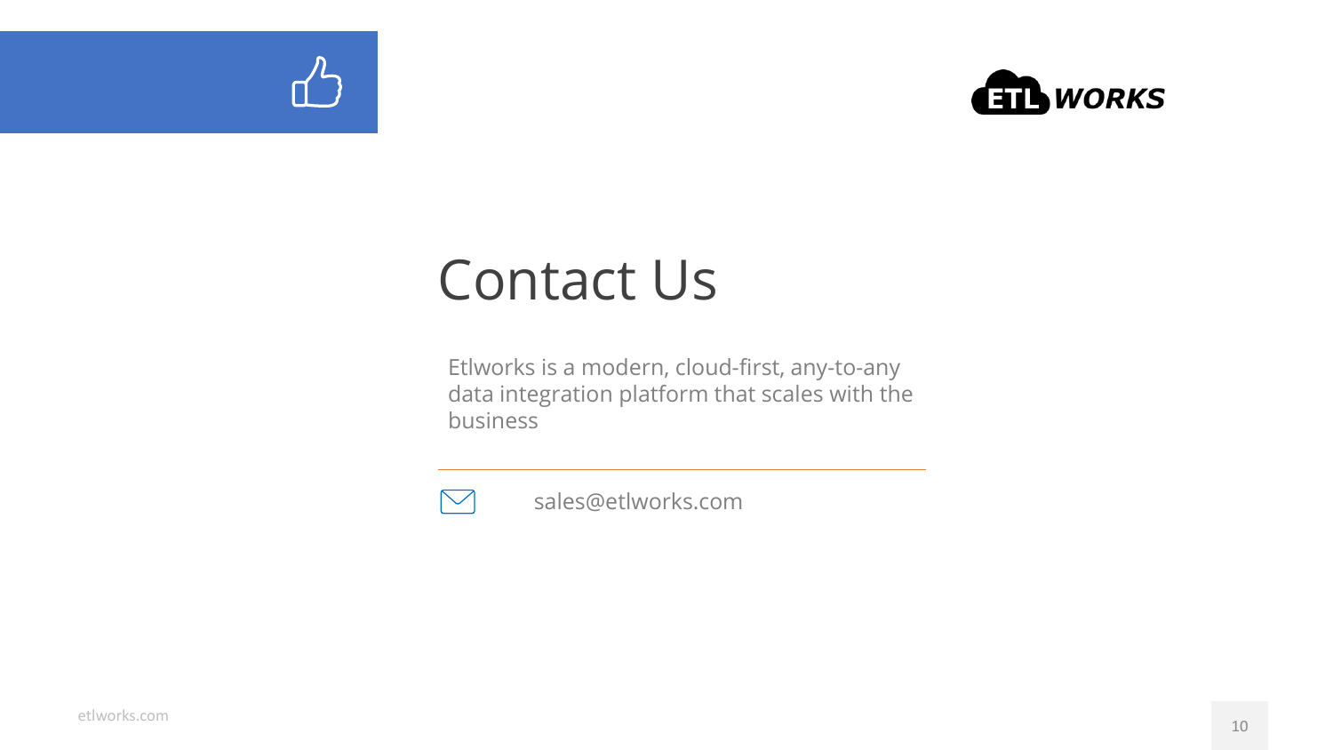# Contact Us

Etlworks is a modern, cloud-first, any-to-any data integration platform that scales with the business

sales@etlworks.com